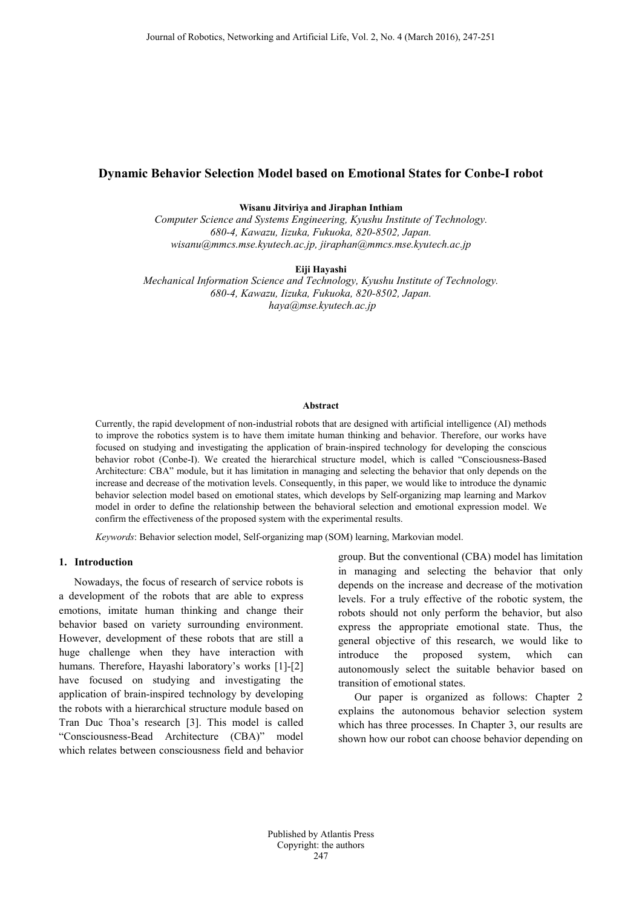# Dynamic Behavior Selection Model based on Emotional States for Conbe-I robot

**Wisanu Jitviriya and Jiraphan Inthiam**

*Computer Science and Systems Engineering, Kyushu Institute of Technology.*
*680-4, Kawazu, Iizuka, Fukuoka, 820-8502, Japan.*
*wisanu@mmcs.mse.kyutech.ac.jp, jiraphan@mmcs.mse.kyutech.ac.jp*

**Eiji Hayashi**

*Mechanical Information Science and Technology, Kyushu Institute of Technology.*
*680-4, Kawazu, Iizuka, Fukuoka, 820-8502, Japan.*
*haya@mse.kyutech.ac.jp*

#### Abstract

Currently, the rapid development of non-industrial robots that are designed with artificial intelligence (AI) methods to improve the robotics system is to have them imitate human thinking and behavior. Therefore, our works have focused on studying and investigating the application of brain-inspired technology for developing the conscious behavior robot (Conbe-I). We created the hierarchical structure model, which is called "Consciousness-Based Architecture: CBA" module, but it has limitation in managing and selecting the behavior that only depends on the increase and decrease of the motivation levels. Consequently, in this paper, we would like to introduce the dynamic behavior selection model based on emotional states, which develops by Self-organizing map learning and Markov model in order to define the relationship between the behavioral selection and emotional expression model. We confirm the effectiveness of the proposed system with the experimental results.

*Keywords*: Behavior selection model, Self-organizing map (SOM) learning, Markovian model.

## 1. Introduction

Nowadays, the focus of research of service robots is a development of the robots that are able to express emotions, imitate human thinking and change their behavior based on variety surrounding environment. However, development of these robots that are still a huge challenge when they have interaction with humans. Therefore, Hayashi laboratory's works [1]-[2] have focused on studying and investigating the application of brain-inspired technology by developing the robots with a hierarchical structure module based on Tran Duc Thoa's research [3]. This model is called "Consciousness-Bead Architecture (CBA)" model which relates between consciousness field and behavior group. But the conventional (CBA) model has limitation in managing and selecting the behavior that only depends on the increase and decrease of the motivation levels. For a truly effective of the robotic system, the robots should not only perform the behavior, but also express the appropriate emotional state. Thus, the general objective of this research, we would like to introduce the proposed system, which can autonomously select the suitable behavior based on transition of emotional states.

Our paper is organized as follows: Chapter 2 explains the autonomous behavior selection system which has three processes. In Chapter 3, our results are shown how our robot can choose behavior depending on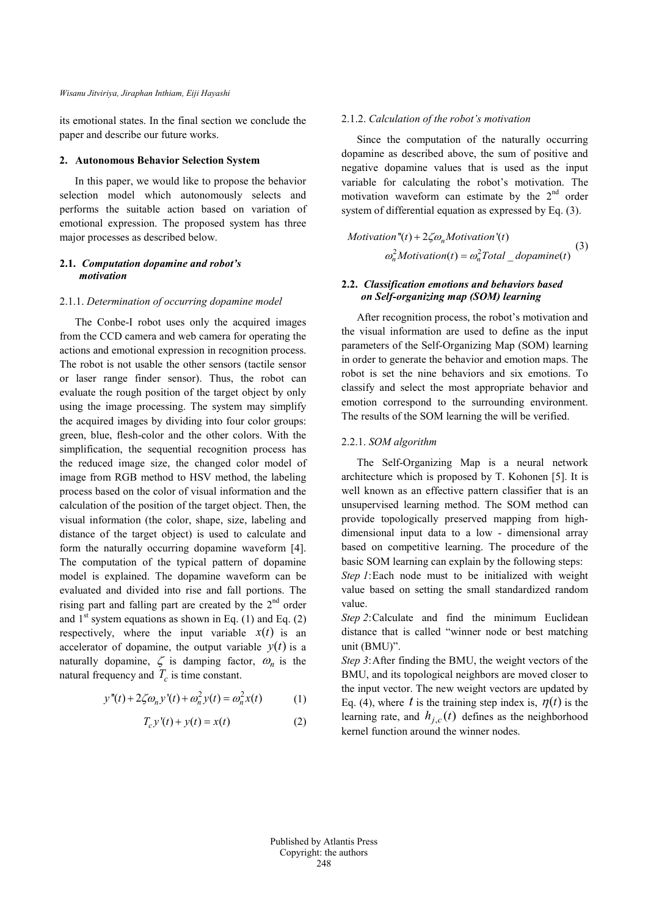its emotional states. In the final section we conclude the paper and describe our future works.

## 2. Autonomous Behavior Selection System

In this paper, we would like to propose the behavior selection model which autonomously selects and performs the suitable action based on variation of emotional expression. The proposed system has three major processes as described below.

### 2.1. *Computation dopamine and robot's motivation*

#### 2.1.1. *Determination of occurring dopamine model*

The Conbe-I robot uses only the acquired images from the CCD camera and web camera for operating the actions and emotional expression in recognition process. The robot is not usable the other sensors (tactile sensor or laser range finder sensor). Thus, the robot can evaluate the rough position of the target object by only using the image processing. The system may simplify the acquired images by dividing into four color groups: green, blue, flesh-color and the other colors. With the simplification, the sequential recognition process has the reduced image size, the changed color model of image from RGB method to HSV method, the labeling process based on the color of visual information and the calculation of the position of the target object. Then, the visual information (the color, shape, size, labeling and distance of the target object) is used to calculate and form the naturally occurring dopamine waveform [4]. The computation of the typical pattern of dopamine model is explained. The dopamine waveform can be evaluated and divided into rise and fall portions. The rising part and falling part are created by the 2nd order and 1st system equations as shown in Eq. (1) and Eq. (2) respectively, where the input variable $x(t)$ is an accelerator of dopamine, the output variable $y(t)$ is a naturally dopamine, $\zeta$ is damping factor, $\omega_n$ is the natural frequency and $T_c$ is time constant.

$$y''(t) + 2\zeta\omega_n y'(t) + \omega_n^2 y(t) = \omega_n^2 x(t) \qquad (1)$$

$$T_c y'(t) + y(t) = x(t) \qquad (2)$$

#### 2.1.2. *Calculation of the robot's motivation*

Since the computation of the naturally occurring dopamine as described above, the sum of positive and negative dopamine values that is used as the input variable for calculating the robot's motivation. The motivation waveform can estimate by the 2nd order system of differential equation as expressed by Eq. (3).

$$\begin{aligned} &Motivation''(t) + 2\zeta\omega_n Motivation'(t) \\ &\qquad \omega_n^2 Motivation(t) = \omega_n^2 Total\_dopamine(t) \end{aligned} \qquad (3)$$

### 2.2. *Classification emotions and behaviors based on Self-organizing map (SOM) learning*

After recognition process, the robot's motivation and the visual information are used to define as the input parameters of the Self-Organizing Map (SOM) learning in order to generate the behavior and emotion maps. The robot is set the nine behaviors and six emotions. To classify and select the most appropriate behavior and emotion correspond to the surrounding environment. The results of the SOM learning the will be verified.

#### 2.2.1. *SOM algorithm*

The Self-Organizing Map is a neural network architecture which is proposed by T. Kohonen [5]. It is well known as an effective pattern classifier that is an unsupervised learning method. The SOM method can provide topologically preserved mapping from high-dimensional input data to a low - dimensional array based on competitive learning. The procedure of the basic SOM learning can explain by the following steps:

*Step 1*: Each node must to be initialized with weight value based on setting the small standardized random value.

*Step 2*: Calculate and find the minimum Euclidean distance that is called "winner node or best matching unit (BMU)".

*Step 3*: After finding the BMU, the weight vectors of the BMU, and its topological neighbors are moved closer to the input vector. The new weight vectors are updated by Eq. (4), where $t$ is the training step index is, $\eta(t)$ is the learning rate, and $h_{j,c}(t)$ defines as the neighborhood kernel function around the winner nodes.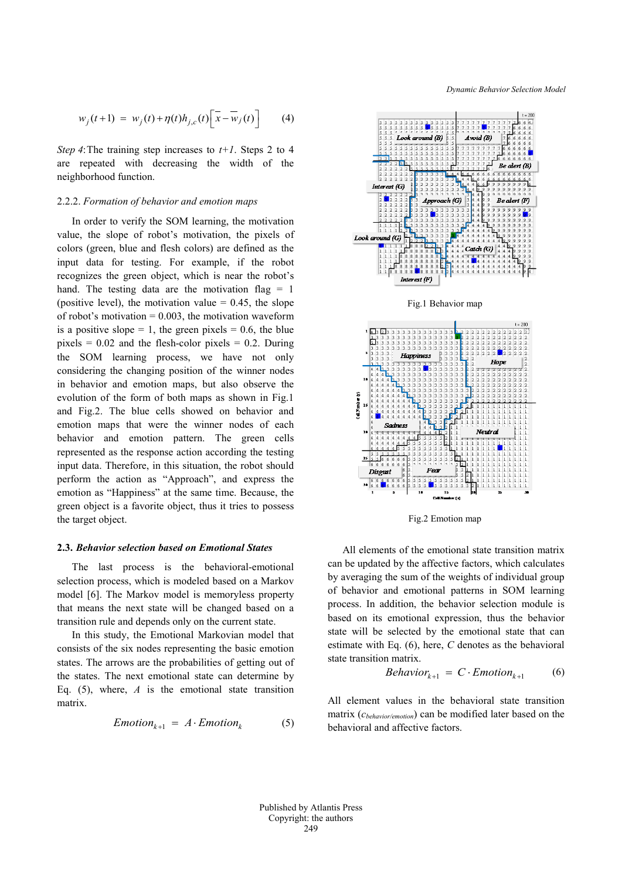$$w_j(t+1) = w_j(t) + \eta(t) h_{j,c}(t) \left[ \overline{x} - \overline{w}_j(t) \right] \quad (4)$$

*Step 4*: The training step increases to $t+1$. Steps 2 to 4 are repeated with decreasing the width of the neighborhood function.

### 2.2.2. *Formation of behavior and emotion maps*

In order to verify the SOM learning, the motivation value, the slope of robot's motivation, the pixels of colors (green, blue and flesh colors) are defined as the input data for testing. For example, if the robot recognizes the green object, which is near the robot's hand. The testing data are the motivation flag = 1 (positive level), the motivation value = 0.45, the slope of robot's motivation = 0.003, the motivation waveform is a positive slope = 1, the green pixels = 0.6, the blue pixels = 0.02 and the flesh-color pixels = 0.2. During the SOM learning process, we have not only considering the changing position of the winner nodes in behavior and emotion maps, but also observe the evolution of the form of both maps as shown in Fig.1 and Fig.2. The blue cells showed on behavior and emotion maps that were the winner nodes of each behavior and emotion pattern. The green cells represented as the response action according the testing input data. Therefore, in this situation, the robot should perform the action as "Approach", and express the emotion as "Happiness" at the same time. Because, the green object is a favorite object, thus it tries to possess the target object.

Fig.1 Behavior map

Fig.2 Emotion map

### 2.3. *Behavior selection based on Emotional States*

The last process is the behavioral-emotional selection process, which is modeled based on a Markov model [6]. The Markov model is memoryless property that means the next state will be changed based on a transition rule and depends only on the current state.

In this study, the Emotional Markovian model that consists of the six nodes representing the basic emotion states. The arrows are the probabilities of getting out of the states. The next emotional state can determine by Eq. (5), where, $A$ is the emotional state transition matrix.

$$Emotion_{k+1} = A \cdot Emotion_k \quad (5)$$

All elements of the emotional state transition matrix can be updated by the affective factors, which calculates by averaging the sum of the weights of individual group of behavior and emotional patterns in SOM learning process. In addition, the behavior selection module is based on its emotional expression, thus the behavior state will be selected by the emotional state that can estimate with Eq. (6), here, $C$ denotes as the behavioral state transition matrix.

$$Behavior_{k+1} = C \cdot Emotion_{k+1} \quad (6)$$

All element values in the behavioral state transition matrix ($c_{behavior/emotion}$) can be modified later based on the behavioral and affective factors.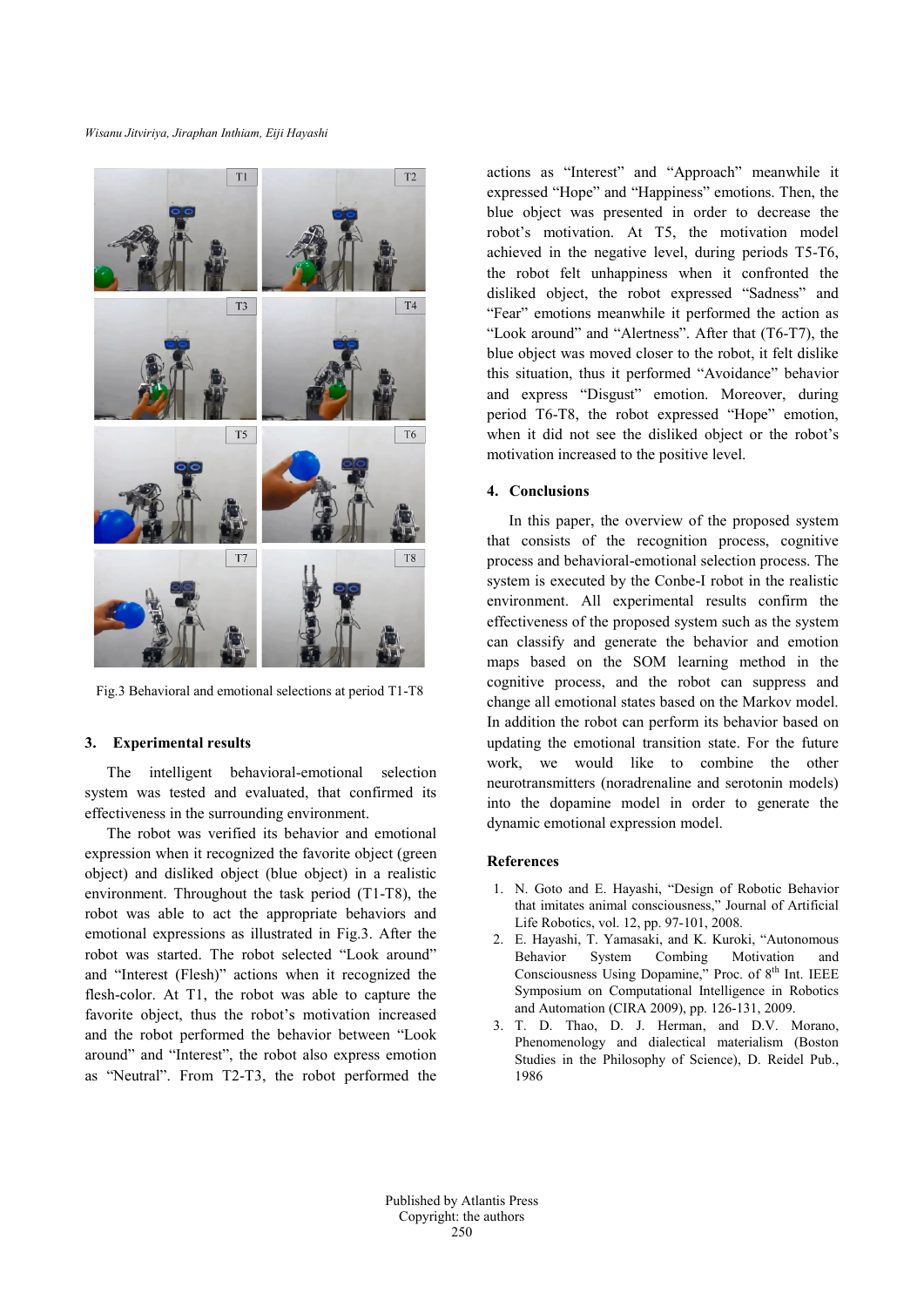Fig.3 Behavioral and emotional selections at period T1-T8

## 3. Experimental results

The intelligent behavioral-emotional selection system was tested and evaluated, that confirmed its effectiveness in the surrounding environment.

The robot was verified its behavior and emotional expression when it recognized the favorite object (green object) and disliked object (blue object) in a realistic environment. Throughout the task period (T1-T8), the robot was able to act the appropriate behaviors and emotional expressions as illustrated in Fig.3. After the robot was started. The robot selected "Look around" and "Interest (Flesh)" actions when it recognized the flesh-color. At T1, the robot was able to capture the favorite object, thus the robot's motivation increased and the robot performed the behavior between "Look around" and "Interest", the robot also express emotion as "Neutral". From T2-T3, the robot performed the actions as "Interest" and "Approach" meanwhile it expressed "Hope" and "Happiness" emotions. Then, the blue object was presented in order to decrease the robot's motivation. At T5, the motivation model achieved in the negative level, during periods T5-T6, the robot felt unhappiness when it confronted the disliked object, the robot expressed "Sadness" and "Fear" emotions meanwhile it performed the action as "Look around" and "Alertness". After that (T6-T7), the blue object was moved closer to the robot, it felt dislike this situation, thus it performed "Avoidance" behavior and express "Disgust" emotion. Moreover, during period T6-T8, the robot expressed "Hope" emotion, when it did not see the disliked object or the robot's motivation increased to the positive level.

## 4. Conclusions

In this paper, the overview of the proposed system that consists of the recognition process, cognitive process and behavioral-emotional selection process. The system is executed by the Conbe-I robot in the realistic environment. All experimental results confirm the effectiveness of the proposed system such as the system can classify and generate the behavior and emotion maps based on the SOM learning method in the cognitive process, and the robot can suppress and change all emotional states based on the Markov model. In addition the robot can perform its behavior based on updating the emotional transition state. For the future work, we would like to combine the other neurotransmitters (noradrenaline and serotonin models) into the dopamine model in order to generate the dynamic emotional expression model.

## References

1. N. Goto and E. Hayashi, "Design of Robotic Behavior that imitates animal consciousness," Journal of Artificial Life Robotics, vol. 12, pp. 97-101, 2008.
2. E. Hayashi, T. Yamasaki, and K. Kuroki, "Autonomous Behavior System Combing Motivation and Consciousness Using Dopamine," Proc. of 8th Int. IEEE Symposium on Computational Intelligence in Robotics and Automation (CIRA 2009), pp. 126-131, 2009.
3. T. D. Thao, D. J. Herman, and D.V. Morano, Phenomenology and dialectical materialism (Boston Studies in the Philosophy of Science), D. Reidel Pub., 1986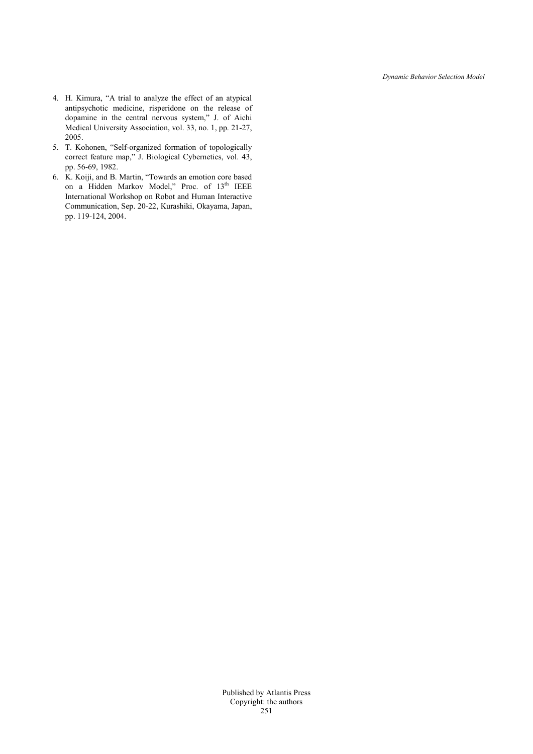4. H. Kimura, "A trial to analyze the effect of an atypical antipsychotic medicine, risperidone on the release of dopamine in the central nervous system," J. of Aichi Medical University Association, vol. 33, no. 1, pp. 21-27, 2005.
5. T. Kohonen, "Self-organized formation of topologically correct feature map," J. Biological Cybernetics, vol. 43, pp. 56-69, 1982.
6. K. Koiji, and B. Martin, "Towards an emotion core based on a Hidden Markov Model," Proc. of 13th IEEE International Workshop on Robot and Human Interactive Communication, Sep. 20-22, Kurashiki, Okayama, Japan, pp. 119-124, 2004.